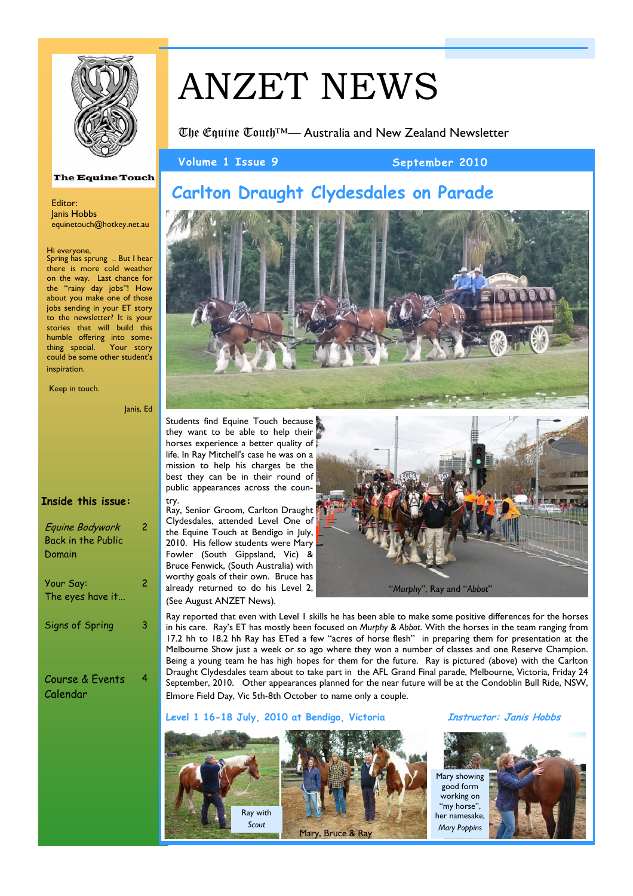# ANZET NEWS

The Equine Touch™— Australia and New Zealand Newsletter

Volume 1 Issue 9 — September 2010

The Equine Touch

Editor:
Janis Hobbs
equinetouch@hotkey.net.au

Hi everyone,
Spring has sprung .. But I hear there is more cold weather on the way. Last chance for the "rainy day jobs"! How about you make one of those jobs sending in your ET story to the newsletter? It is your stories that will build this humble offering into something special. Your story could be some other student's inspiration.

Keep in touch.

Janis, Ed

**Inside this issue:**

- *Equine Bodywork* Back in the Public Domain — 2
- Your Say: The eyes have it... — 2
- Signs of Spring — 3
- Course & Events Calendar — 4

## Carlton Draught Clydesdales on Parade

Students find Equine Touch because they want to be able to help their horses experience a better quality of life. In Ray Mitchell's case he was on a mission to help his charges be the best they can be in their round of public appearances across the country.

Ray, Senior Groom, Carlton Draught Clydesdales, attended Level One of the Equine Touch at Bendigo in July, 2010. His fellow students were Mary Fowler (South Gippsland, Vic) & Bruce Fenwick, (South Australia) with worthy goals of their own. Bruce has already returned to do his Level 2, (See August ANZET News).

"*Murphy*", Ray and "*Abbot*"

Ray reported that even with Level 1 skills he has been able to make some positive differences for the horses in his care. Ray's ET has mostly been focused on *Murphy* & *Abbot*. With the horses in the team ranging from 17.2 hh to 18.2 hh Ray has ETed a few "acres of horse flesh" in preparing them for presentation at the Melbourne Show just a week or so ago where they won a number of classes and one Reserve Champion. Being a young team he has high hopes for them for the future. Ray is pictured (above) with the Carlton Draught Clydesdales team about to take part in the AFL Grand Final parade, Melbourne, Victoria, Friday 24 September, 2010. Other appearances planned for the near future will be at the Condoblin Bull Ride, NSW, Elmore Field Day, Vic 5th-8th October to name only a couple.

**Level 1 16-18 July, 2010 at Bendigo, Victoria** — ***Instructor: Janis Hobbs***

Ray with *Scout*

Mary, Bruce & Ray

Mary showing good form working on "my horse", her namesake, *Mary Poppins*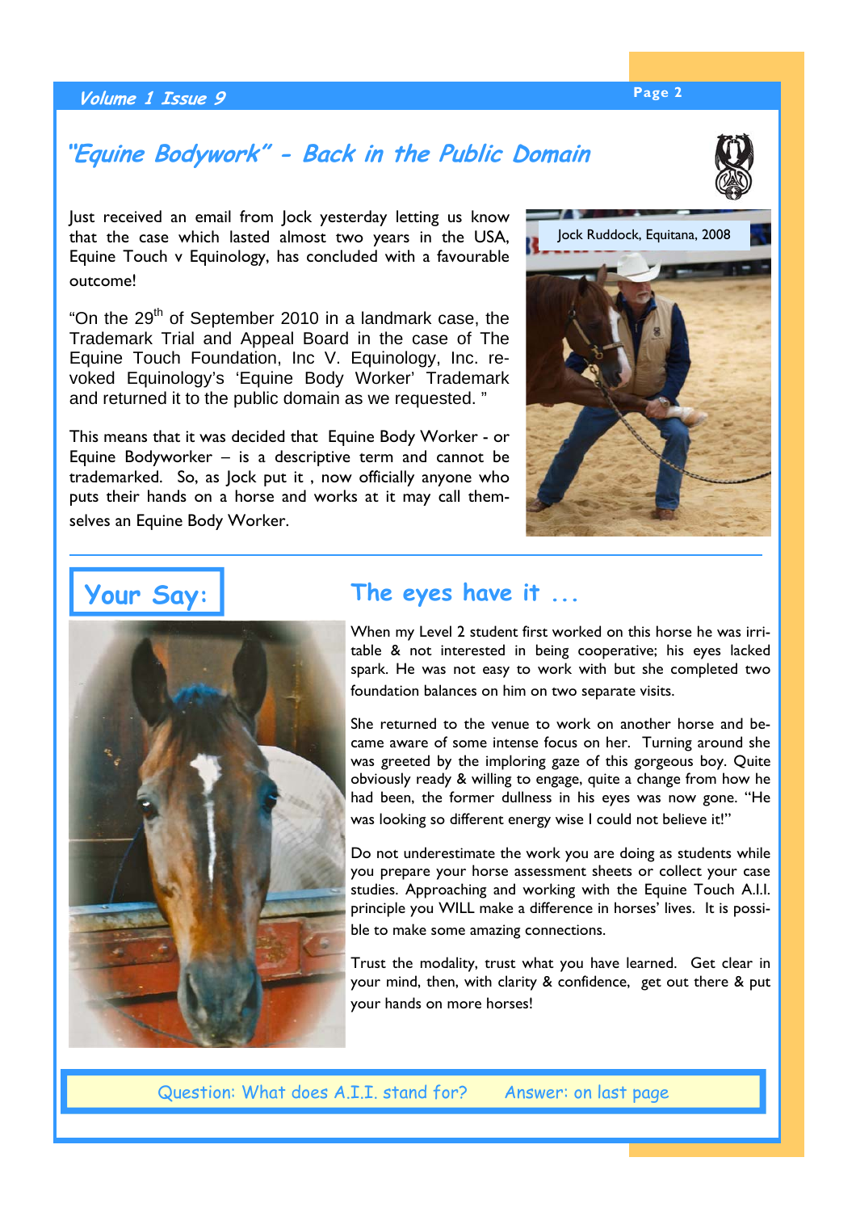## "Equine Bodywork" - Back in the Public Domain

Just received an email from Jock yesterday letting us know that the case which lasted almost two years in the USA, Equine Touch v Equinology, has concluded with a favourable outcome!

"On the 29th of September 2010 in a landmark case, the Trademark Trial and Appeal Board in the case of The Equine Touch Foundation, Inc V. Equinology, Inc. revoked Equinology's 'Equine Body Worker' Trademark and returned it to the public domain as we requested. "

This means that it was decided that Equine Body Worker - or Equine Bodyworker – is a descriptive term and cannot be trademarked. So, as Jock put it , now officially anyone who puts their hands on a horse and works at it may call themselves an Equine Body Worker.

Jock Ruddock, Equitana, 2008

## Your Say:

### The eyes have it ...

When my Level 2 student first worked on this horse he was irritable & not interested in being cooperative; his eyes lacked spark. He was not easy to work with but she completed two foundation balances on him on two separate visits.

She returned to the venue to work on another horse and became aware of some intense focus on her. Turning around she was greeted by the imploring gaze of this gorgeous boy. Quite obviously ready & willing to engage, quite a change from how he had been, the former dullness in his eyes was now gone. "He was looking so different energy wise I could not believe it!"

Do not underestimate the work you are doing as students while you prepare your horse assessment sheets or collect your case studies. Approaching and working with the Equine Touch A.I.I. principle you WILL make a difference in horses' lives. It is possible to make some amazing connections.

Trust the modality, trust what you have learned. Get clear in your mind, then, with clarity & confidence, get out there & put your hands on more horses!

Question: What does A.I.I. stand for? Answer: on last page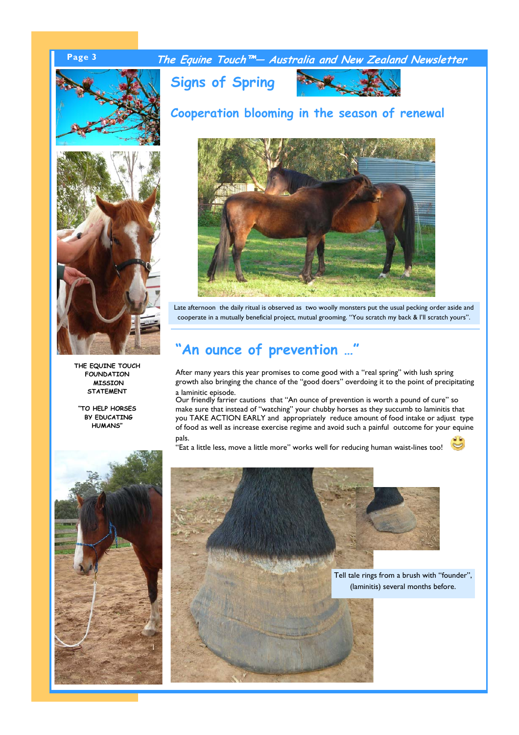# Signs of Spring

## Cooperation blooming in the season of renewal

Late afternoon the daily ritual is observed as two woolly monsters put the usual pecking order aside and cooperate in a mutually beneficial project, mutual grooming. "You scratch my back & I'll scratch yours".

**THE EQUINE TOUCH FOUNDATION MISSION STATEMENT**

**"TO HELP HORSES BY EDUCATING HUMANS"**

## "An ounce of prevention …"

After many years this year promises to come good with a "real spring" with lush spring growth also bringing the chance of the "good doers" overdoing it to the point of precipitating a laminitic episode.

Our friendly farrier cautions that "An ounce of prevention is worth a pound of cure" so make sure that instead of "watching" your chubby horses as they succumb to laminitis that you TAKE ACTION EARLY and appropriately reduce amount of food intake or adjust type of food as well as increase exercise regime and avoid such a painful outcome for your equine pals.

"Eat a little less, move a little more" works well for reducing human waist-lines too!

Tell tale rings from a brush with "founder", (laminitis) several months before.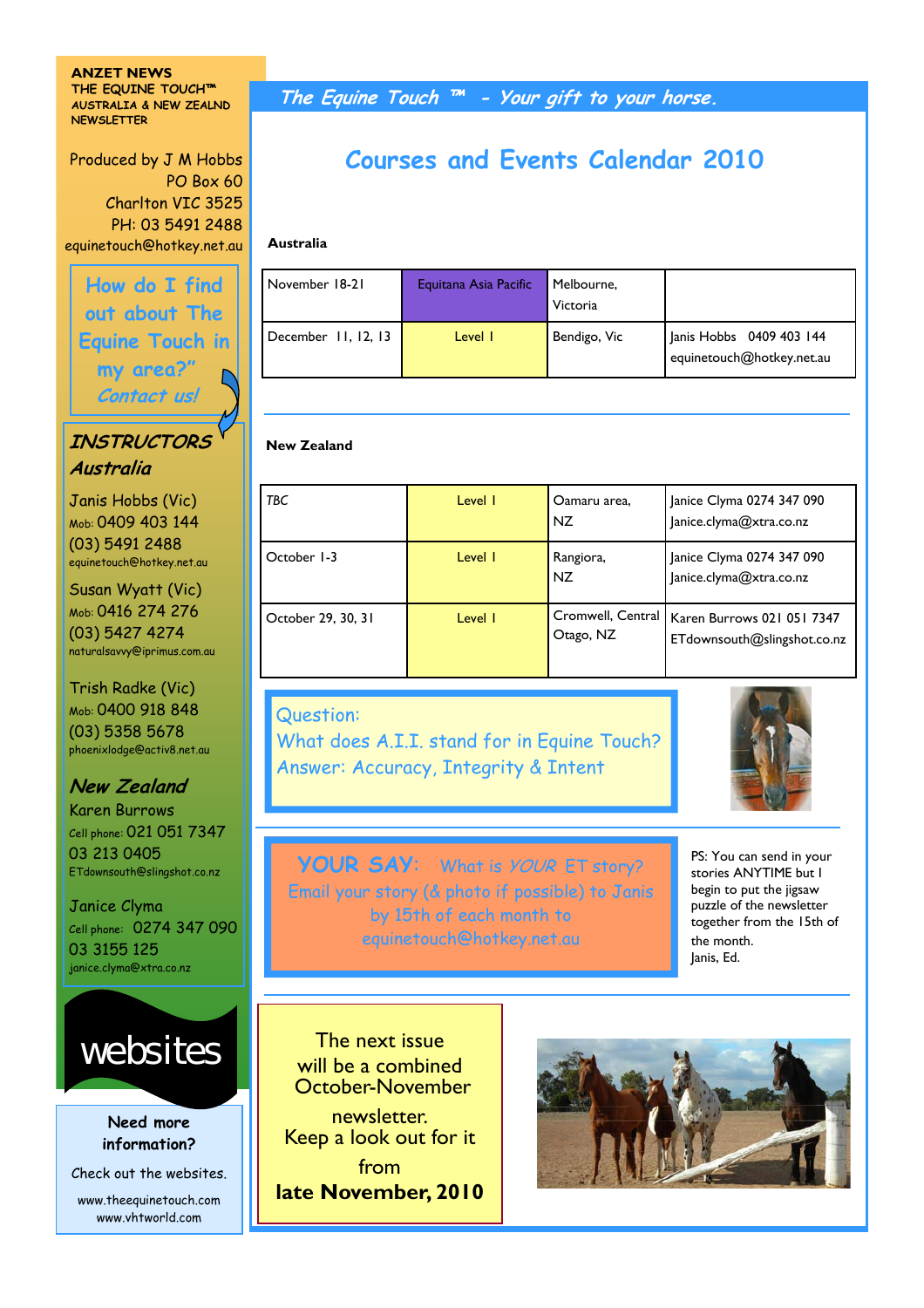**ANZET NEWS**
**THE EQUINE TOUCH™ AUSTRALIA & NEW ZEALND NEWSLETTER**

Produced by J M Hobbs
PO Box 60
Charlton VIC 3525
PH: 03 5491 2488
equinetouch@hotkey.net.au

**How do I find out about The Equine Touch in my area?"**
*Contact us!*

## *INSTRUCTORS Australia*

Janis Hobbs (Vic)
Mob: 0409 403 144
(03) 5491 2488
equinetouch@hotkey.net.au

Susan Wyatt (Vic)
Mob: 0416 274 276
(03) 5427 4274
naturalsavvy@iprimus.com.au

Trish Radke (Vic)
Mob: 0400 918 848
(03) 5358 5678
phoenixlodge@activ8.net.au

## *New Zealand*

Karen Burrows
Cell phone: 021 051 7347
03 213 0405
ETdownsouth@slingshot.co.nz

Janice Clyma
Cell phone: 0274 347 090
03 3155 125
janice.clyma@xtra.co.nz

## websites

**Need more information?**

Check out the websites.

www.theequinetouch.com
www.vhtworld.com

*The Equine Touch ™ - Your gift to your horse.*

# Courses and Events Calendar 2010

**Australia**

| | | | |
|---|---|---|---|
| November 18-21 | Equitana Asia Pacific | Melbourne, Victoria | |
| December 11, 12, 13 | Level I | Bendigo, Vic | Janis Hobbs 0409 403 144 equinetouch@hotkey.net.au |

**New Zealand**

| | | | |
|---|---|---|---|
| *TBC* | Level I | Oamaru area, NZ | Janice Clyma 0274 347 090 Janice.clyma@xtra.co.nz |
| October 1-3 | Level I | Rangiora, NZ | Janice Clyma 0274 347 090 Janice.clyma@xtra.co.nz |
| October 29, 30, 31 | Level I | Cromwell, Central Otago, NZ | Karen Burrows 021 051 7347 ETdownsouth@slingshot.co.nz |

Question:
What does A.I.I. stand for in Equine Touch?
Answer: Accuracy, Integrity & Intent

**YOUR SAY:** What is *YOUR* ET story?
Email your story (& photo if possible) to Janis by 15th of each month to equinetouch@hotkey.net.au

PS: You can send in your stories ANYTIME but I begin to put the jigsaw puzzle of the newsletter together from the 15th of the month.
Janis, Ed.

The next issue will be a combined October-November newsletter.
Keep a look out for it from
**late November, 2010**